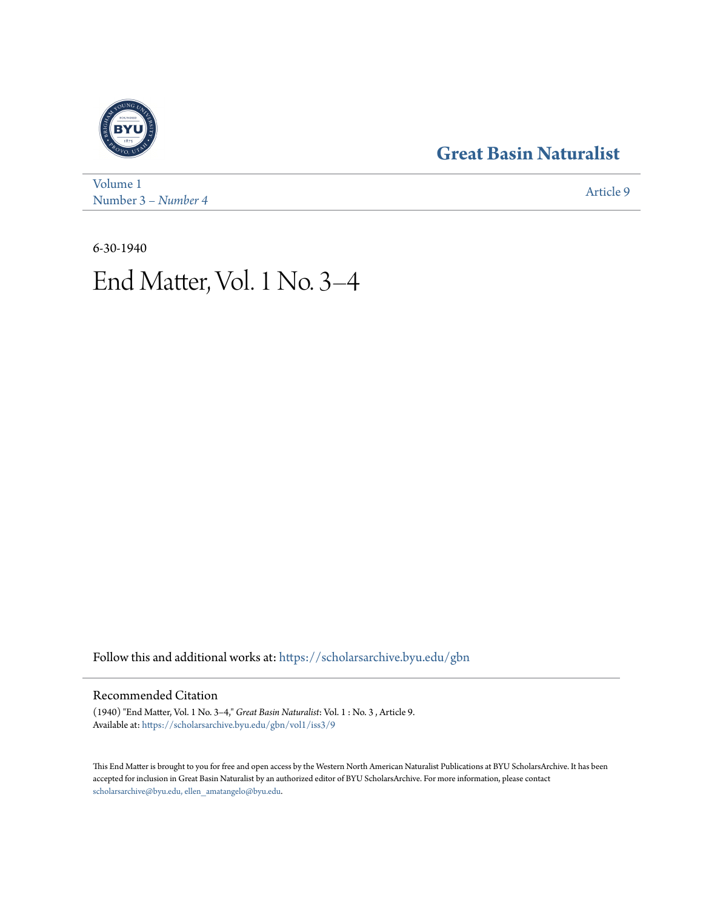Great Basin Naturalist

Volume 1
Number 3 – *Number 4*

Article 9

6-30-1940

# End Matter, Vol. 1 No. 3–4

Follow this and additional works at: https://scholarsarchive.byu.edu/gbn

## Recommended Citation

(1940) "End Matter, Vol. 1 No. 3–4," *Great Basin Naturalist*: Vol. 1 : No. 3 , Article 9.
Available at: https://scholarsarchive.byu.edu/gbn/vol1/iss3/9

This End Matter is brought to you for free and open access by the Western North American Naturalist Publications at BYU ScholarsArchive. It has been accepted for inclusion in Great Basin Naturalist by an authorized editor of BYU ScholarsArchive. For more information, please contact scholarsarchive@byu.edu, ellen_amatangelo@byu.edu.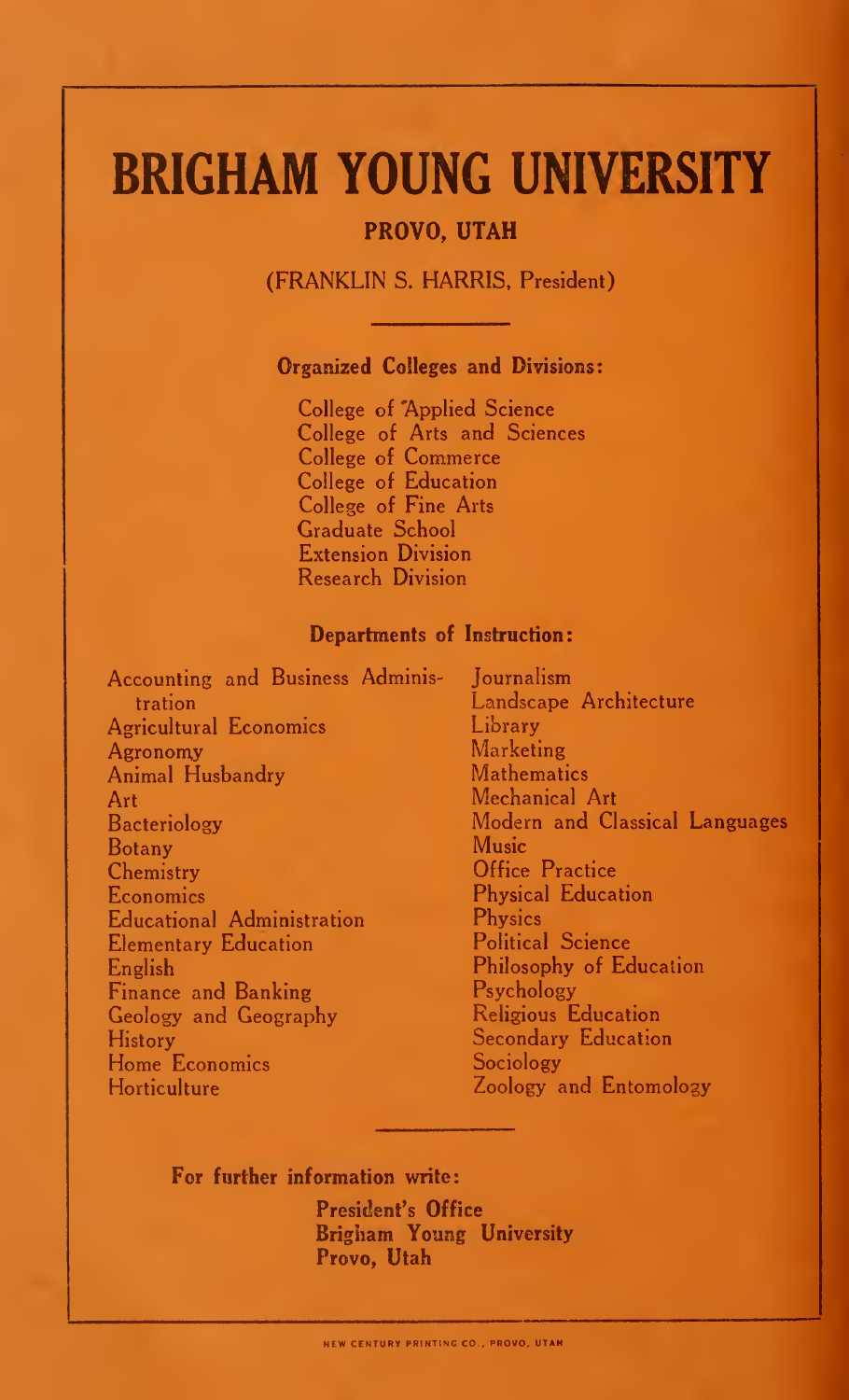# BRIGHAM YOUNG UNIVERSITY

## PROVO, UTAH

(FRANKLIN S. HARRIS, President)

### Organized Colleges and Divisions:

College of Applied Science
College of Arts and Sciences
College of Commerce
College of Education
College of Fine Arts
Graduate School
Extension Division
Research Division

### Departments of Instruction:

Accounting and Business Administration
Agricultural Economics
Agronomy
Animal Husbandry
Art
Bacteriology
Botany
Chemistry
Economics
Educational Administration
Elementary Education
English
Finance and Banking
Geology and Geography
History
Home Economics
Horticulture
Journalism
Landscape Architecture
Library
Marketing
Mathematics
Mechanical Art
Modern and Classical Languages
Music
Office Practice
Physical Education
Physics
Political Science
Philosophy of Education
Psychology
Religious Education
Secondary Education
Sociology
Zoology and Entomology

**For further information write:**

**President's Office**
**Brigham Young University**
**Provo, Utah**

NEW CENTURY PRINTING CO., PROVO, UTAH